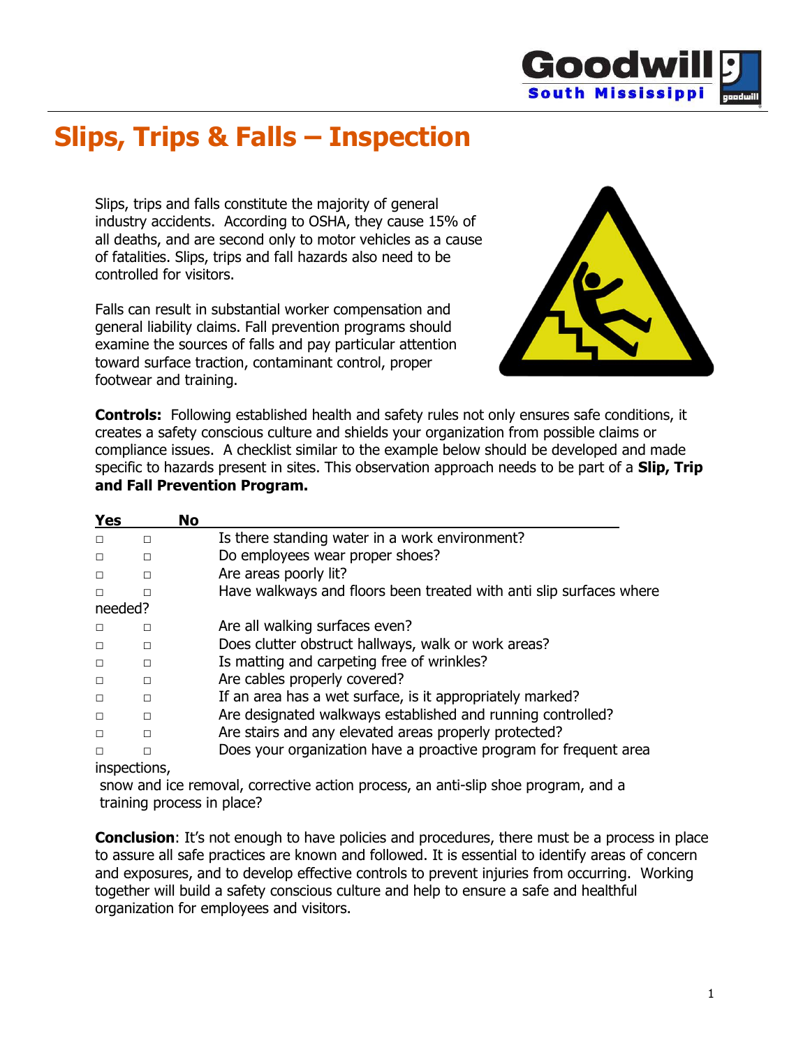# Slips, Trips & Falls – Inspection

Slips, trips and falls constitute the majority of general industry accidents. According to OSHA, they cause 15% of all deaths, and are second only to motor vehicles as a cause of fatalities. Slips, trips and fall hazards also need to be controlled for visitors.

Falls can result in substantial worker compensation and general liability claims. Fall prevention programs should examine the sources of falls and pay particular attention toward surface traction, contaminant control, proper footwear and training.

**Controls:** Following established health and safety rules not only ensures safe conditions, it creates a safety conscious culture and shields your organization from possible claims or compliance issues. A checklist similar to the example below should be developed and made specific to hazards present in sites. This observation approach needs to be part of a **Slip, Trip and Fall Prevention Program.**

| Yes | No | |
|---|---|---|
| □ | □ | Is there standing water in a work environment? |
| □ | □ | Do employees wear proper shoes? |
| □ | □ | Are areas poorly lit? |
| □ | □ | Have walkways and floors been treated with anti slip surfaces where needed? |
| □ | □ | Are all walking surfaces even? |
| □ | □ | Does clutter obstruct hallways, walk or work areas? |
| □ | □ | Is matting and carpeting free of wrinkles? |
| □ | □ | Are cables properly covered? |
| □ | □ | If an area has a wet surface, is it appropriately marked? |
| □ | □ | Are designated walkways established and running controlled? |
| □ | □ | Are stairs and any elevated areas properly protected? |
| □ | □ | Does your organization have a proactive program for frequent area inspections, snow and ice removal, corrective action process, an anti-slip shoe program, and a training process in place? |

**Conclusion**: It's not enough to have policies and procedures, there must be a process in place to assure all safe practices are known and followed. It is essential to identify areas of concern and exposures, and to develop effective controls to prevent injuries from occurring. Working together will build a safety conscious culture and help to ensure a safe and healthful organization for employees and visitors.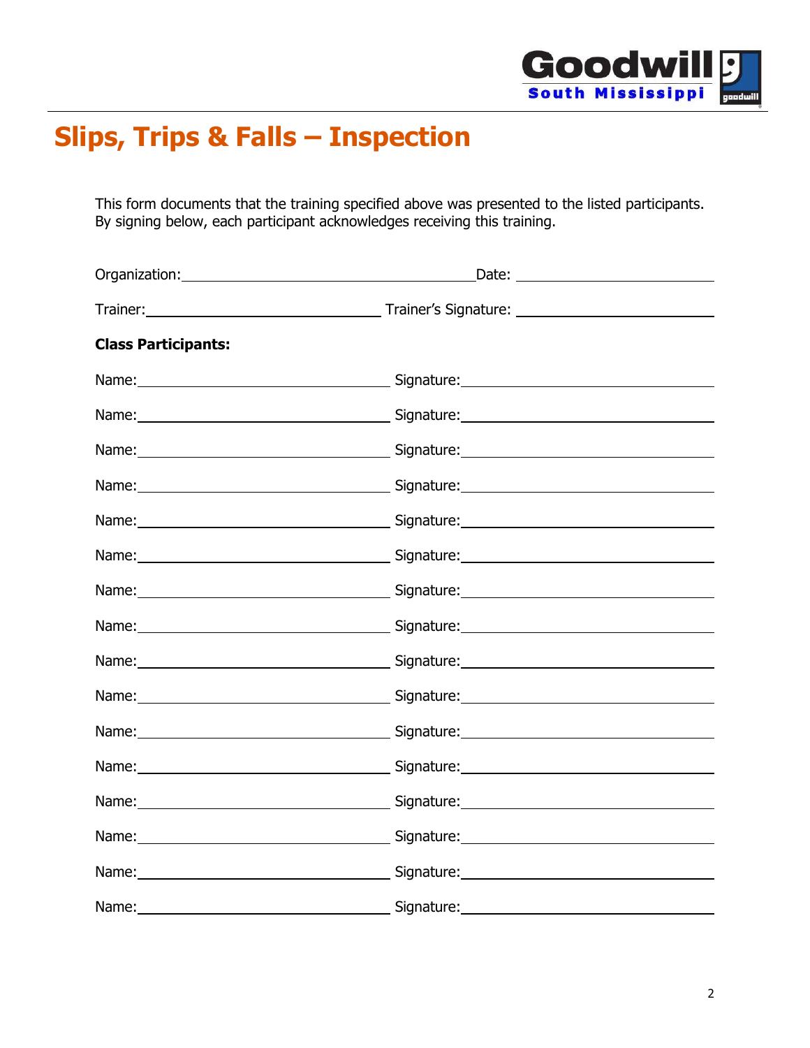# Slips, Trips & Falls – Inspection

This form documents that the training specified above was presented to the listed participants. By signing below, each participant acknowledges receiving this training.

Organization: \_\_\_\_\_\_\_\_\_\_\_\_\_\_\_\_\_\_\_\_ Date: \_\_\_\_\_\_\_\_\_\_\_\_\_\_\_\_\_\_\_\_

Trainer: \_\_\_\_\_\_\_\_\_\_\_\_\_\_\_\_\_\_\_\_ Trainer's Signature: \_\_\_\_\_\_\_\_\_\_\_\_\_\_\_\_\_\_\_\_

**Class Participants:**

| | |
|---|---|
| Name: | Signature: |
| Name: | Signature: |
| Name: | Signature: |
| Name: | Signature: |
| Name: | Signature: |
| Name: | Signature: |
| Name: | Signature: |
| Name: | Signature: |
| Name: | Signature: |
| Name: | Signature: |
| Name: | Signature: |
| Name: | Signature: |
| Name: | Signature: |
| Name: | Signature: |
| Name: | Signature: |
| Name: | Signature: |